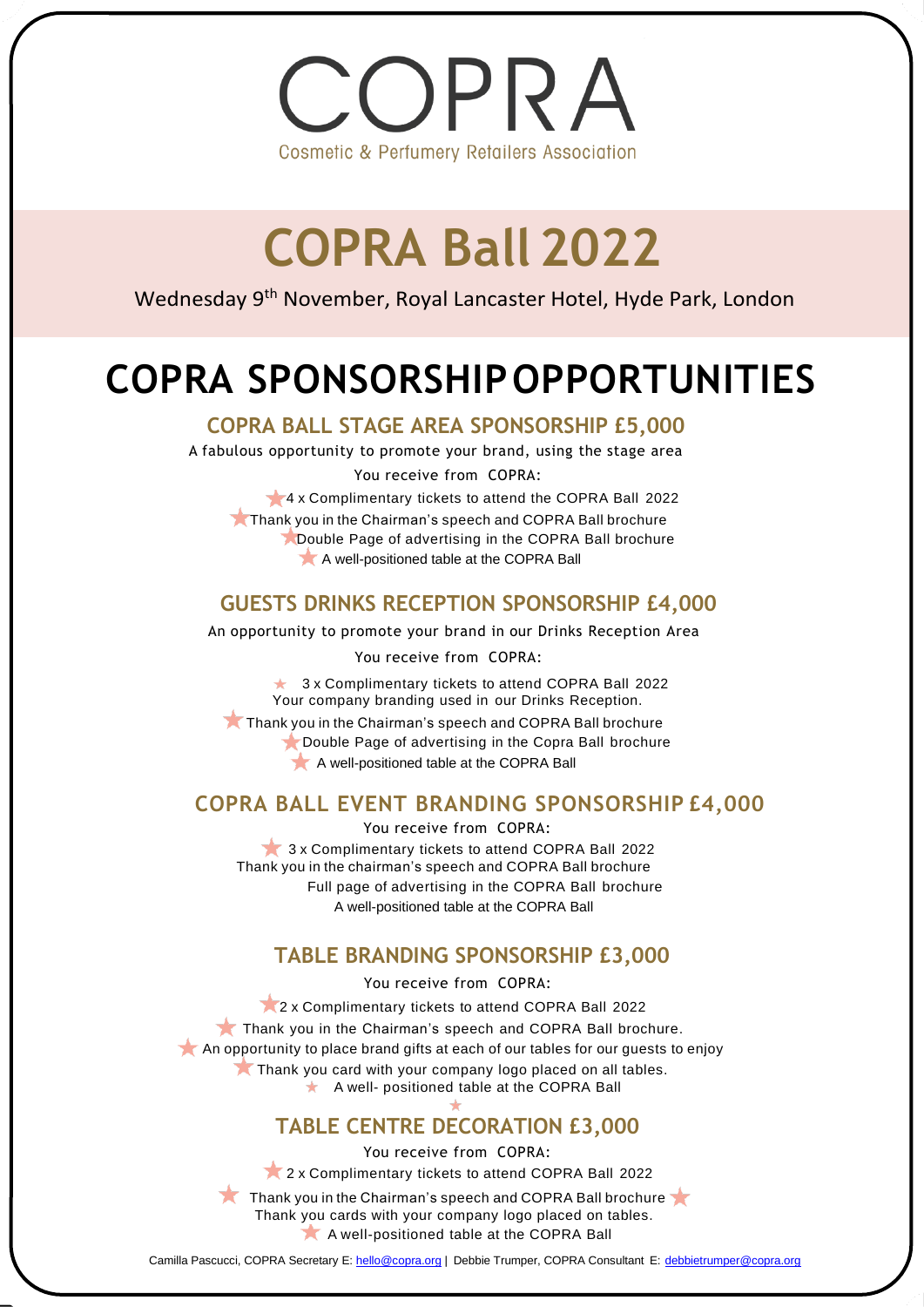# COPRA

Cosmetic & Perfumery Retailers Association

# COPRA Ball 2022

Wednesday 9th November, Royal Lancaster Hotel, Hyde Park, London

# COPRA SPONSORSHIP OPPORTUNITIES

## COPRA BALL STAGE AREA SPONSORSHIP £5,000

A fabulous opportunity to promote your brand, using the stage area

You receive from COPRA:

- 4 x Complimentary tickets to attend the COPRA Ball 2022
- Thank you in the Chairman's speech and COPRA Ball brochure
- Double Page of advertising in the COPRA Ball brochure
- A well-positioned table at the COPRA Ball

## GUESTS DRINKS RECEPTION SPONSORSHIP £4,000

An opportunity to promote your brand in our Drinks Reception Area

You receive from COPRA:

- 3 x Complimentary tickets to attend COPRA Ball 2022
- Your company branding used in our Drinks Reception.
- Thank you in the Chairman's speech and COPRA Ball brochure
- Double Page of advertising in the Copra Ball brochure
- A well-positioned table at the COPRA Ball

## COPRA BALL EVENT BRANDING SPONSORSHIP £4,000

You receive from COPRA:

- 3 x Complimentary tickets to attend COPRA Ball 2022
- Thank you in the chairman's speech and COPRA Ball brochure
- Full page of advertising in the COPRA Ball brochure
- A well-positioned table at the COPRA Ball

## TABLE BRANDING SPONSORSHIP £3,000

You receive from COPRA:

- 2 x Complimentary tickets to attend COPRA Ball 2022
- Thank you in the Chairman's speech and COPRA Ball brochure.
- An opportunity to place brand gifts at each of our tables for our guests to enjoy
- Thank you card with your company logo placed on all tables.
- A well- positioned table at the COPRA Ball

## TABLE CENTRE DECORATION £3,000

You receive from COPRA:

- 2 x Complimentary tickets to attend COPRA Ball 2022
- Thank you in the Chairman's speech and COPRA Ball brochure
- Thank you cards with your company logo placed on tables.
- A well-positioned table at the COPRA Ball

Camilla Pascucci, COPRA Secretary E: hello@copra.org | Debbie Trumper, COPRA Consultant E: debbietrumper@copra.org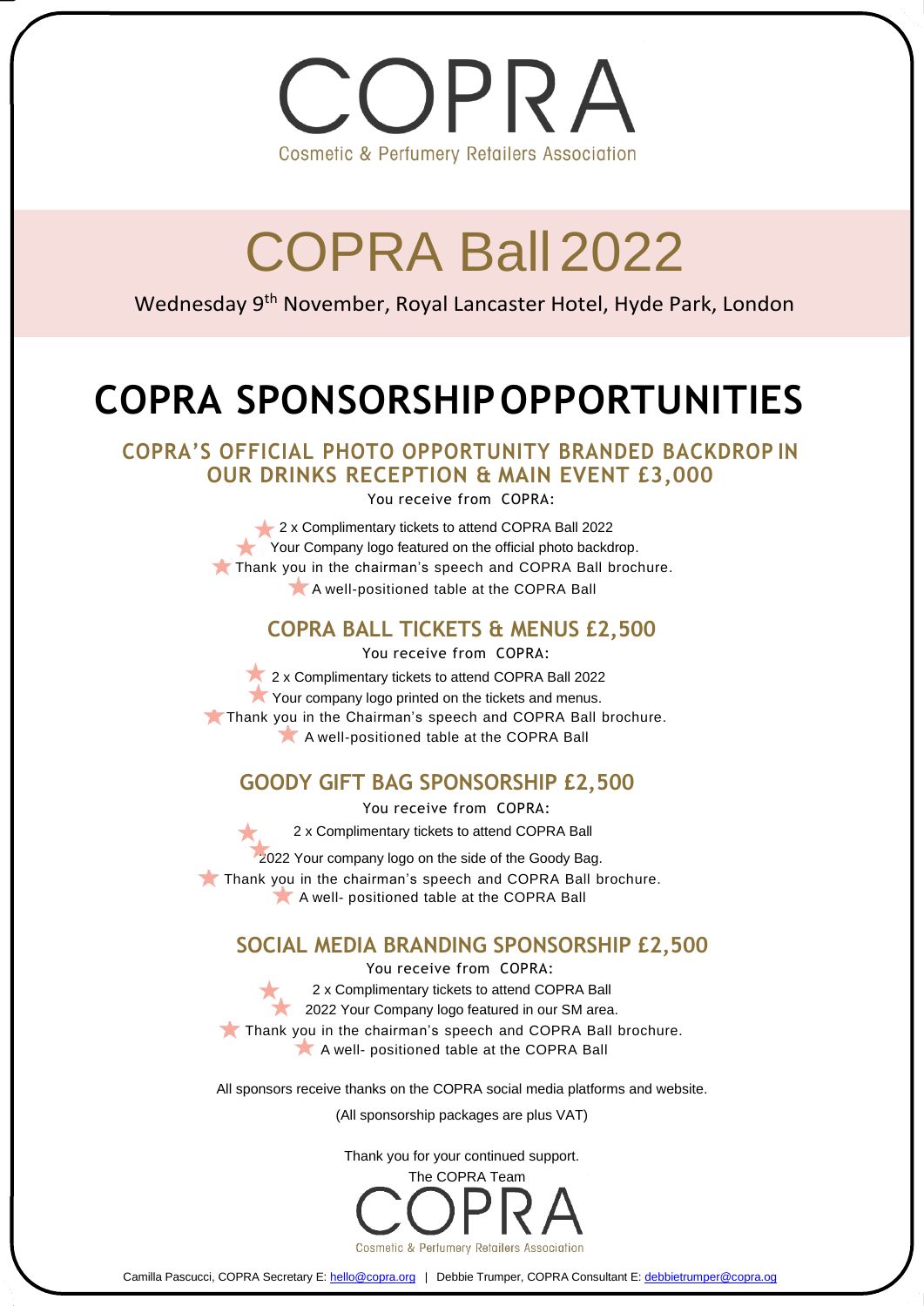# COPRA

Cosmetic & Perfumery Retailers Association

## COPRA Ball 2022

Wednesday 9th November, Royal Lancaster Hotel, Hyde Park, London

# COPRA SPONSORSHIP OPPORTUNITIES

### COPRA'S OFFICIAL PHOTO OPPORTUNITY BRANDED BACKDROP IN OUR DRINKS RECEPTION & MAIN EVENT £3,000

You receive from COPRA:

- 2 x Complimentary tickets to attend COPRA Ball 2022
- Your Company logo featured on the official photo backdrop.
- Thank you in the chairman's speech and COPRA Ball brochure.
- A well-positioned table at the COPRA Ball

### COPRA BALL TICKETS & MENUS £2,500

You receive from COPRA:

- 2 x Complimentary tickets to attend COPRA Ball 2022
- Your company logo printed on the tickets and menus.
- Thank you in the Chairman's speech and COPRA Ball brochure.
- A well-positioned table at the COPRA Ball

### GOODY GIFT BAG SPONSORSHIP £2,500

You receive from COPRA:

- 2 x Complimentary tickets to attend COPRA Ball 2022
- Your company logo on the side of the Goody Bag.
- Thank you in the chairman's speech and COPRA Ball brochure.
- A well- positioned table at the COPRA Ball

### SOCIAL MEDIA BRANDING SPONSORSHIP £2,500

You receive from COPRA:

- 2 x Complimentary tickets to attend COPRA Ball 2022
- Your Company logo featured in our SM area.
- Thank you in the chairman's speech and COPRA Ball brochure.
- A well- positioned table at the COPRA Ball

All sponsors receive thanks on the COPRA social media platforms and website.

(All sponsorship packages are plus VAT)

Thank you for your continued support.

The COPRA Team

COPRA

Cosmetic & Perfumery Retailers Association

Camilla Pascucci, COPRA Secretary E: hello@copra.org | Debbie Trumper, COPRA Consultant E: debbietrumper@copra.og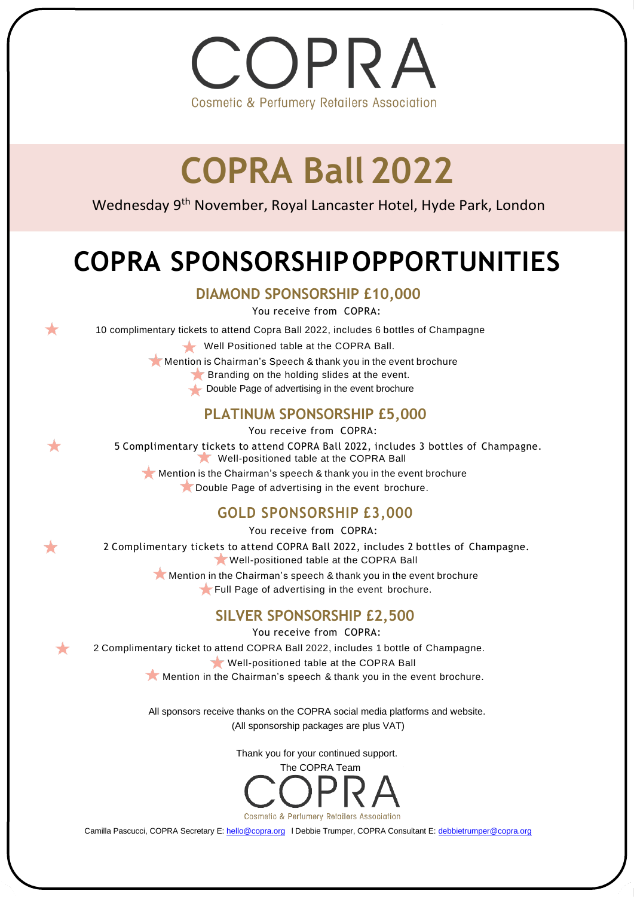# COPRA

Cosmetic & Perfumery Retailers Association

# COPRA Ball 2022

Wednesday 9th November, Royal Lancaster Hotel, Hyde Park, London

## COPRA SPONSORSHIP OPPORTUNITIES

### DIAMOND SPONSORSHIP £10,000

You receive from COPRA:

- 10 complimentary tickets to attend Copra Ball 2022, includes 6 bottles of Champagne
- Well Positioned table at the COPRA Ball.
- Mention is Chairman's Speech & thank you in the event brochure
- Branding on the holding slides at the event.
- Double Page of advertising in the event brochure

### PLATINUM SPONSORSHIP £5,000

You receive from COPRA:

- 5 Complimentary tickets to attend COPRA Ball 2022, includes 3 bottles of Champagne.
- Well-positioned table at the COPRA Ball
- Mention is the Chairman's speech & thank you in the event brochure
- Double Page of advertising in the event brochure.

### GOLD SPONSORSHIP £3,000

You receive from COPRA:

- 2 Complimentary tickets to attend COPRA Ball 2022, includes 2 bottles of Champagne.
- Well-positioned table at the COPRA Ball
- Mention in the Chairman's speech & thank you in the event brochure
- Full Page of advertising in the event brochure.

### SILVER SPONSORSHIP £2,500

You receive from COPRA:

- 2 Complimentary ticket to attend COPRA Ball 2022, includes 1 bottle of Champagne.
- Well-positioned table at the COPRA Ball
- Mention in the Chairman's speech & thank you in the event brochure.

All sponsors receive thanks on the COPRA social media platforms and website.
(All sponsorship packages are plus VAT)

Thank you for your continued support.
The COPRA Team

COPRA
Cosmetic & Perfumery Retailers Association

Camilla Pascucci, COPRA Secretary E: hello@copra.org I Debbie Trumper, COPRA Consultant E: debbietrumper@copra.org